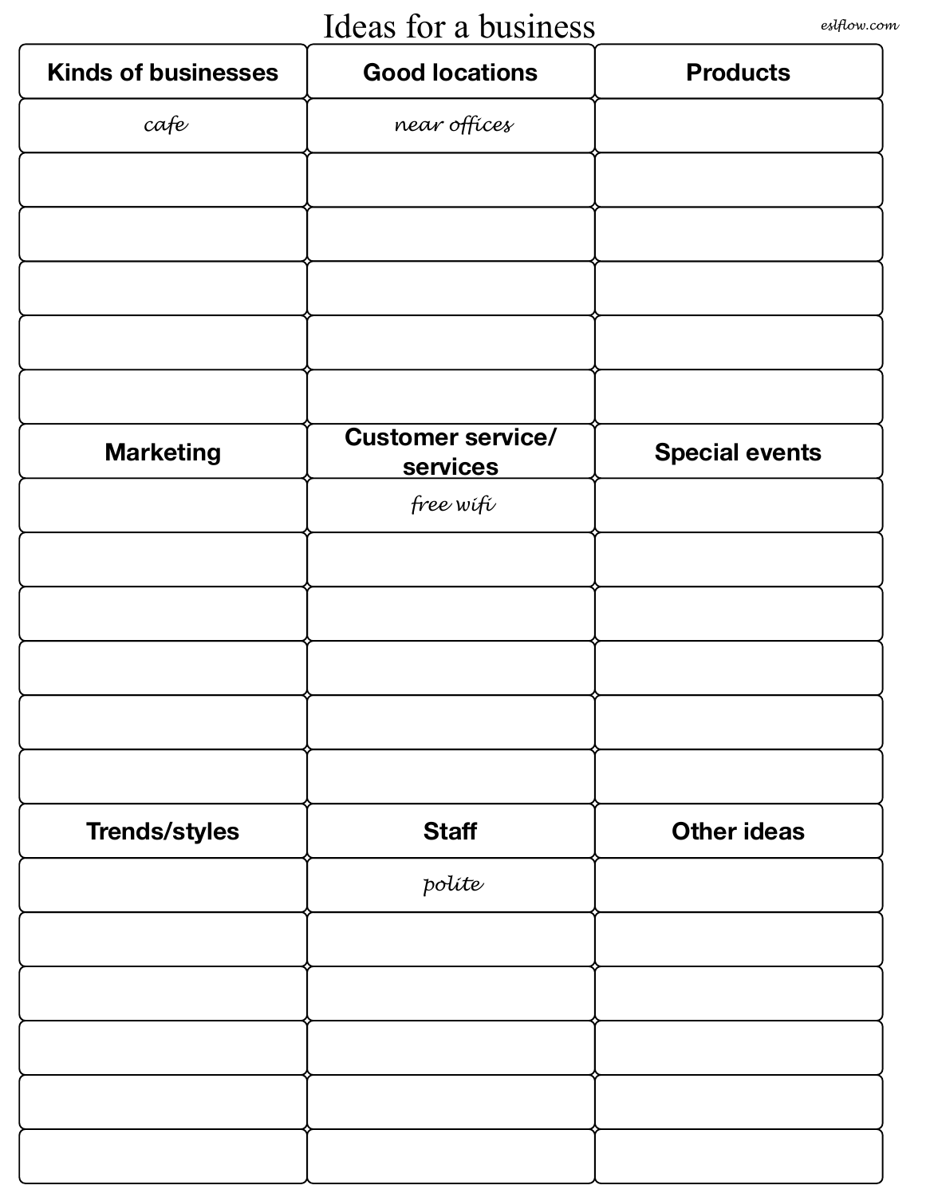# Ideas for a business

| Kinds of businesses | Good locations | Products |
| --- | --- | --- |
| *cafe* | *near offices* | |
| | | |
| | | |
| | | |
| | | |
| | | |

| Marketing | Customer service/ services | Special events |
| --- | --- | --- |
| | *free wifi* | |
| | | |
| | | |
| | | |
| | | |
| | | |

| Trends/styles | Staff | Other ideas |
| --- | --- | --- |
| | *polite* | |
| | | |
| | | |
| | | |
| | | |
| | | |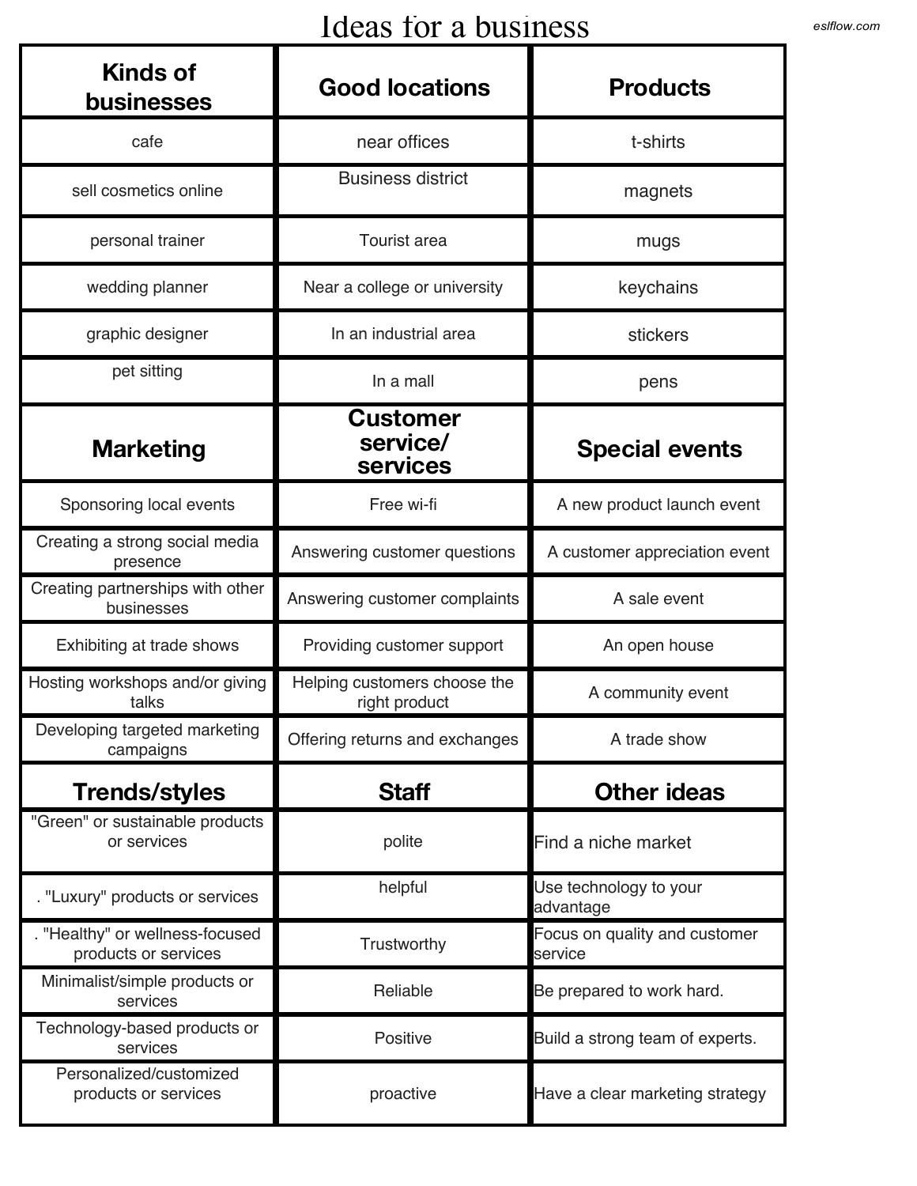# Ideas for a business

| Kinds of businesses | Good locations | Products |
|---|---|---|
| cafe | near offices | t-shirts |
| sell cosmetics online | Business district | magnets |
| personal trainer | Tourist area | mugs |
| wedding planner | Near a college or university | keychains |
| graphic designer | In an industrial area | stickers |
| pet sitting | In a mall | pens |
| **Marketing** | **Customer service/ services** | **Special events** |
| Sponsoring local events | Free wi-fi | A new product launch event |
| Creating a strong social media presence | Answering customer questions | A customer appreciation event |
| Creating partnerships with other businesses | Answering customer complaints | A sale event |
| Exhibiting at trade shows | Providing customer support | An open house |
| Hosting workshops and/or giving talks | Helping customers choose the right product | A community event |
| Developing targeted marketing campaigns | Offering returns and exchanges | A trade show |
| **Trends/styles** | **Staff** | **Other ideas** |
| "Green" or sustainable products or services | polite | Find a niche market |
| . "Luxury" products or services | helpful | Use technology to your advantage |
| . "Healthy" or wellness-focused products or services | Trustworthy | Focus on quality and customer service |
| Minimalist/simple products or services | Reliable | Be prepared to work hard. |
| Technology-based products or services | Positive | Build a strong team of experts. |
| Personalized/customized products or services | proactive | Have a clear marketing strategy |